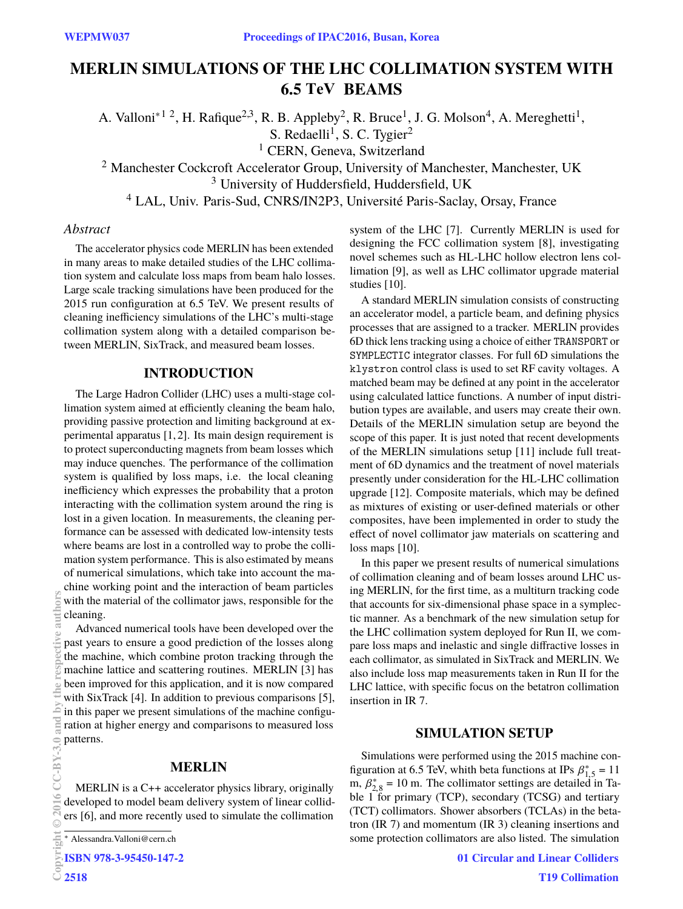# MERLIN SIMULATIONS OF THE LHC COLLIMATION SYSTEM WITH 6.5 TeV BEAMS

A. Valloni[*1 2], H. Rafique[2,3], R. B. Appleby[2], R. Bruce[1], J. G. Molson[4], A. Mereghetti[1], S. Redaelli[1], S. C. Tygier[2]

[1] CERN, Geneva, Switzerland

[2] Manchester Cockcroft Accelerator Group, University of Manchester, Manchester, UK

[3] University of Huddersfield, Huddersfield, UK

[4] LAL, Univ. Paris-Sud, CNRS/IN2P3, Université Paris-Saclay, Orsay, France

## *Abstract*

The accelerator physics code MERLIN has been extended in many areas to make detailed studies of the LHC collimation system and calculate loss maps from beam halo losses. Large scale tracking simulations have been produced for the 2015 run configuration at 6.5 TeV. We present results of cleaning inefficiency simulations of the LHC's multi-stage collimation system along with a detailed comparison between MERLIN, SixTrack, and measured beam losses.

## INTRODUCTION

The Large Hadron Collider (LHC) uses a multi-stage collimation system aimed at efficiently cleaning the beam halo, providing passive protection and limiting background at experimental apparatus [1, 2]. Its main design requirement is to protect superconducting magnets from beam losses which may induce quenches. The performance of the collimation system is qualified by loss maps, i.e. the local cleaning inefficiency which expresses the probability that a proton interacting with the collimation system around the ring is lost in a given location. In measurements, the cleaning performance can be assessed with dedicated low-intensity tests where beams are lost in a controlled way to probe the collimation system performance. This is also estimated by means of numerical simulations, which take into account the machine working point and the interaction of beam particles with the material of the collimator jaws, responsible for the cleaning.

Advanced numerical tools have been developed over the past years to ensure a good prediction of the losses along the machine, which combine proton tracking through the machine lattice and scattering routines. MERLIN [3] has been improved for this application, and it is now compared with SixTrack [4]. In addition to previous comparisons [5], in this paper we present simulations of the machine configuration at higher energy and comparisons to measured loss patterns.

## MERLIN

MERLIN is a C++ accelerator physics library, originally developed to model beam delivery system of linear colliders [6], and more recently used to simulate the collimation system of the LHC [7]. Currently MERLIN is used for designing the FCC collimation system [8], investigating novel schemes such as HL-LHC hollow electron lens collimation [9], as well as LHC collimator upgrade material studies [10].

A standard MERLIN simulation consists of constructing an accelerator model, a particle beam, and defining physics processes that are assigned to a tracker. MERLIN provides 6D thick lens tracking using a choice of either `TRANSPORT` or `SYMPLECTIC` integrator classes. For full 6D simulations the `klystron` control class is used to set RF cavity voltages. A matched beam may be defined at any point in the accelerator using calculated lattice functions. A number of input distribution types are available, and users may create their own. Details of the MERLIN simulation setup are beyond the scope of this paper. It is just noted that recent developments of the MERLIN simulations setup [11] include full treatment of 6D dynamics and the treatment of novel materials presently under consideration for the HL-LHC collimation upgrade [12]. Composite materials, which may be defined as mixtures of existing or user-defined materials or other composites, have been implemented in order to study the effect of novel collimator jaw materials on scattering and loss maps [10].

In this paper we present results of numerical simulations of collimation cleaning and of beam losses around LHC using MERLIN, for the first time, as a multiturn tracking code that accounts for six-dimensional phase space in a symplectic manner. As a benchmark of the new simulation setup for the LHC collimation system deployed for Run II, we compare loss maps and inelastic and single diffractive losses in each collimator, as simulated in SixTrack and MERLIN. We also include loss map measurements taken in Run II for the LHC lattice, with specific focus on the betatron collimation insertion in IR 7.

## SIMULATION SETUP

Simulations were performed using the 2015 machine configuration at 6.5 TeV, with beta functions at IPs $\beta^*_{1,5} = 11$ m, $\beta^*_{2,8} = 10$ m. The collimator settings are detailed in Table 1 for primary (TCP), secondary (TCSG) and tertiary (TCT) collimators. Shower absorbers (TCLAs) in the betatron (IR 7) and momentum (IR 3) cleaning insertions and some protection collimators are also listed. The simulation

---

[*] Alessandra.Valloni@cern.ch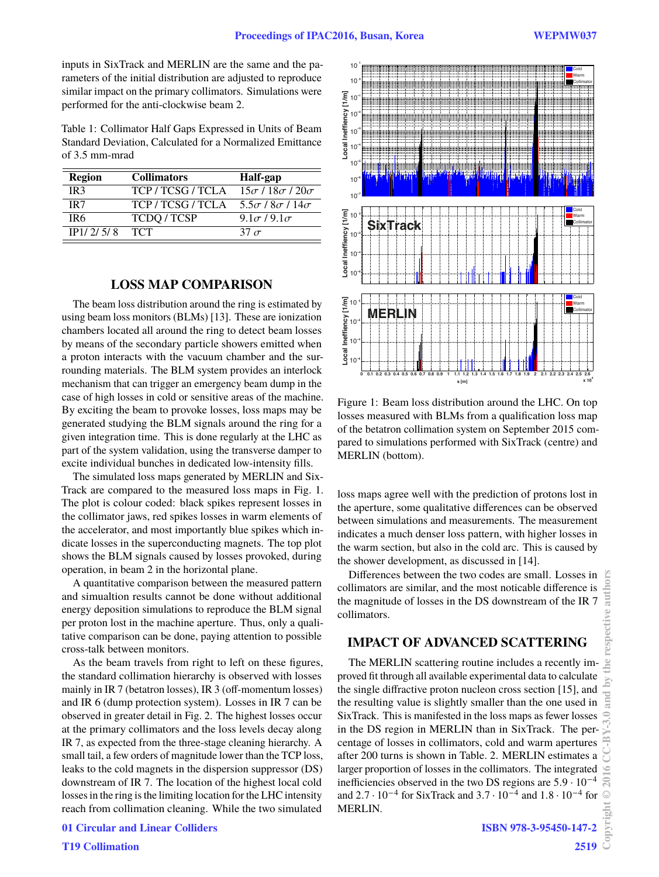inputs in SixTrack and MERLIN are the same and the parameters of the initial distribution are adjusted to reproduce similar impact on the primary collimators. Simulations were performed for the anti-clockwise beam 2.

Table 1: Collimator Half Gaps Expressed in Units of Beam Standard Deviation, Calculated for a Normalized Emittance of 3.5 mm-mrad

| Region | Collimators | Half-gap |
|---|---|---|
| IR3 | TCP / TCSG / TCLA | $15\sigma$ / $18\sigma$ / $20\sigma$ |
| IR7 | TCP / TCSG / TCLA | $5.5\sigma$ / $8\sigma$ / $14\sigma$ |
| IR6 | TCDQ / TCSP | $9.1\sigma$ / $9.1\sigma$ |
| IP1/ 2/ 5/ 8 | TCT | 37 $\sigma$ |

## LOSS MAP COMPARISON

The beam loss distribution around the ring is estimated by using beam loss monitors (BLMs) [13]. These are ionization chambers located all around the ring to detect beam losses by means of the secondary particle showers emitted when a proton interacts with the vacuum chamber and the surrounding materials. The BLM system provides an interlock mechanism that can trigger an emergency beam dump in the case of high losses in cold or sensitive areas of the machine. By exciting the beam to provoke losses, loss maps may be generated studying the BLM signals around the ring for a given integration time. This is done regularly at the LHC as part of the system validation, using the transverse damper to excite individual bunches in dedicated low-intensity fills.

The simulated loss maps generated by MERLIN and SixTrack are compared to the measured loss maps in Fig. 1. The plot is colour coded: black spikes represent losses in the collimator jaws, red spikes losses in warm elements of the accelerator, and most importantly blue spikes which indicate losses in the superconducting magnets. The top plot shows the BLM signals caused by losses provoked, during operation, in beam 2 in the horizontal plane.

A quantitative comparison between the measured pattern and simualtion results cannot be done without additional energy deposition simulations to reproduce the BLM signal per proton lost in the machine aperture. Thus, only a qualitative comparison can be done, paying attention to possible cross-talk between monitors.

As the beam travels from right to left on these figures, the standard collimation hierarchy is observed with losses mainly in IR 7 (betatron losses), IR 3 (off-momentum losses) and IR 6 (dump protection system). Losses in IR 7 can be observed in greater detail in Fig. 2. The highest losses occur at the primary collimators and the loss levels decay along IR 7, as expected from the three-stage cleaning hierarchy. A small tail, a few orders of magnitude lower than the TCP loss, leaks to the cold magnets in the dispersion suppressor (DS) downstream of IR 7. The location of the highest local cold losses in the ring is the limiting location for the LHC intensity reach from collimation cleaning. While the two simulated loss maps agree well with the prediction of protons lost in the aperture, some qualitative differences can be observed between simulations and measurements. The measurement indicates a much denser loss pattern, with higher losses in the warm section, but also in the cold arc. This is caused by the shower development, as discussed in [14].

Figure 1: Beam loss distribution around the LHC. On top losses measured with BLMs from a qualification loss map of the betatron collimation system on September 2015 compared to simulations performed with SixTrack (centre) and MERLIN (bottom).

Differences between the two codes are small. Losses in collimators are similar, and the most noticable difference is the magnitude of losses in the DS downstream of the IR 7 collimators.

## IMPACT OF ADVANCED SCATTERING

The MERLIN scattering routine includes a recently improved fit through all available experimental data to calculate the single diffractive proton nucleon cross section [15], and the resulting value is slightly smaller than the one used in SixTrack. This is manifested in the loss maps as fewer losses in the DS region in MERLIN than in SixTrack. The percentage of losses in collimators, cold and warm apertures after 200 turns is shown in Table. 2. MERLIN estimates a larger proportion of losses in the collimators. The integrated inefficiencies observed in the two DS regions are $5.9 \cdot 10^{-4}$ and $2.7 \cdot 10^{-4}$ for SixTrack and $3.7 \cdot 10^{-4}$ and $1.8 \cdot 10^{-4}$ for MERLIN.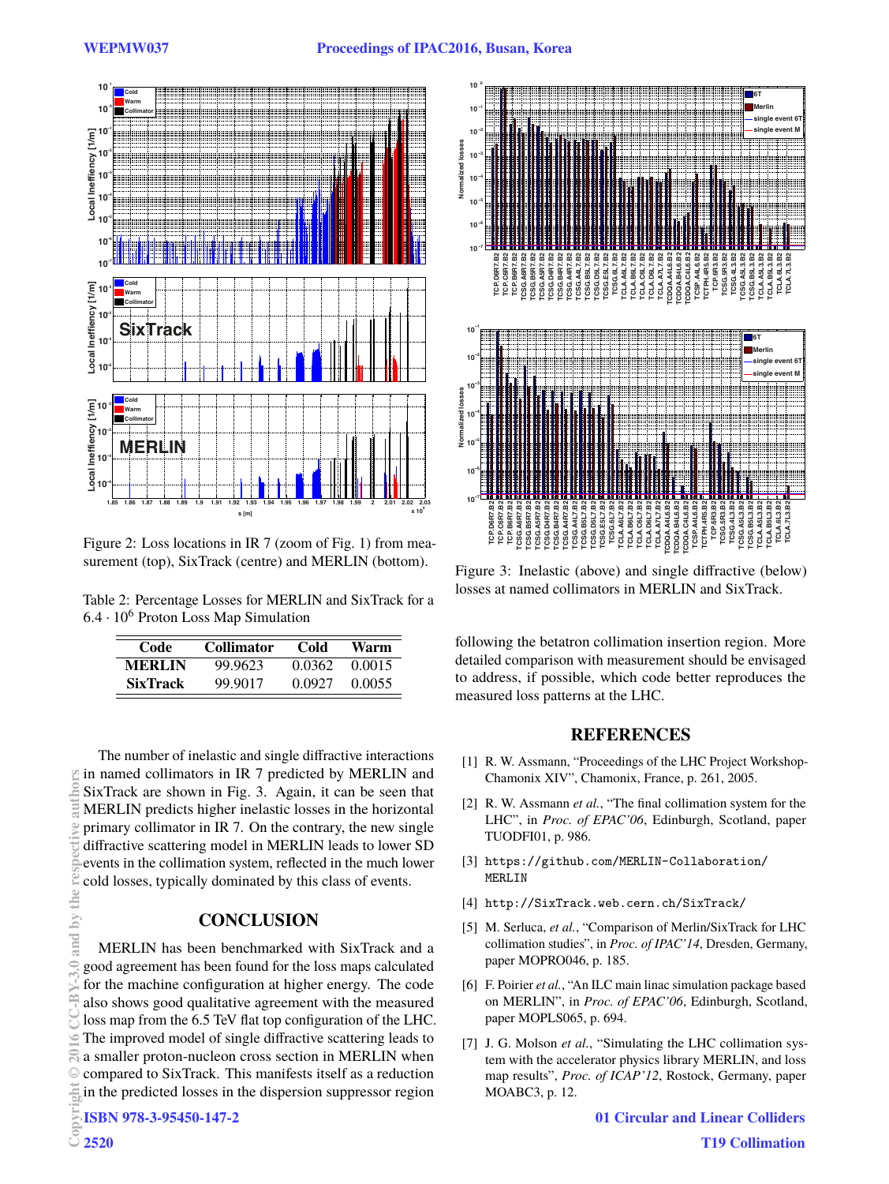Figure 2: Loss locations in IR 7 (zoom of Fig. 1) from measurement (top), SixTrack (centre) and MERLIN (bottom).

Table 2: Percentage Losses for MERLIN and SixTrack for a $6.4 \cdot 10^6$ Proton Loss Map Simulation

| Code | Collimator | Cold | Warm |
|---|---|---|---|
| **MERLIN** | 99.9623 | 0.0362 | 0.0015 |
| **SixTrack** | 99.9017 | 0.0927 | 0.0055 |

The number of inelastic and single diffractive interactions in named collimators in IR 7 predicted by MERLIN and SixTrack are shown in Fig. 3. Again, it can be seen that MERLIN predicts higher inelastic losses in the horizontal primary collimator in IR 7. On the contrary, the new single diffractive scattering model in MERLIN leads to lower SD events in the collimation system, reflected in the much lower cold losses, typically dominated by this class of events.

## CONCLUSION

MERLIN has been benchmarked with SixTrack and a good agreement has been found for the loss maps calculated for the machine configuration at higher energy. The code also shows good qualitative agreement with the measured loss map from the 6.5 TeV flat top configuration of the LHC. The improved model of single diffractive scattering leads to a smaller proton-nucleon cross section in MERLIN when compared to SixTrack. This manifests itself as a reduction in the predicted losses in the dispersion suppressor region following the betatron collimation insertion region. More detailed comparison with measurement should be envisaged to address, if possible, which code better reproduces the measured loss patterns at the LHC.

Figure 3: Inelastic (above) and single diffractive (below) losses at named collimators in MERLIN and SixTrack.

## REFERENCES

[1] R. W. Assmann, "Proceedings of the LHC Project Workshop-Chamonix XIV", Chamonix, France, p. 261, 2005.

[2] R. W. Assmann *et al.*, "The final collimation system for the LHC", in *Proc. of EPAC'06*, Edinburgh, Scotland, paper TUODFI01, p. 986.

[3] https://github.com/MERLIN-Collaboration/MERLIN

[4] http://SixTrack.web.cern.ch/SixTrack/

[5] M. Serluca, *et al.*, "Comparison of Merlin/SixTrack for LHC collimation studies", in *Proc. of IPAC'14*, Dresden, Germany, paper MOPRO046, p. 185.

[6] F. Poirier *et al.*, "An ILC main linac simulation package based on MERLIN", in *Proc. of EPAC'06*, Edinburgh, Scotland, paper MOPLS065, p. 694.

[7] J. G. Molson *et al.*, "Simulating the LHC collimation system with the accelerator physics library MERLIN, and loss map results", *Proc. of ICAP'12*, Rostock, Germany, paper MOABC3, p. 12.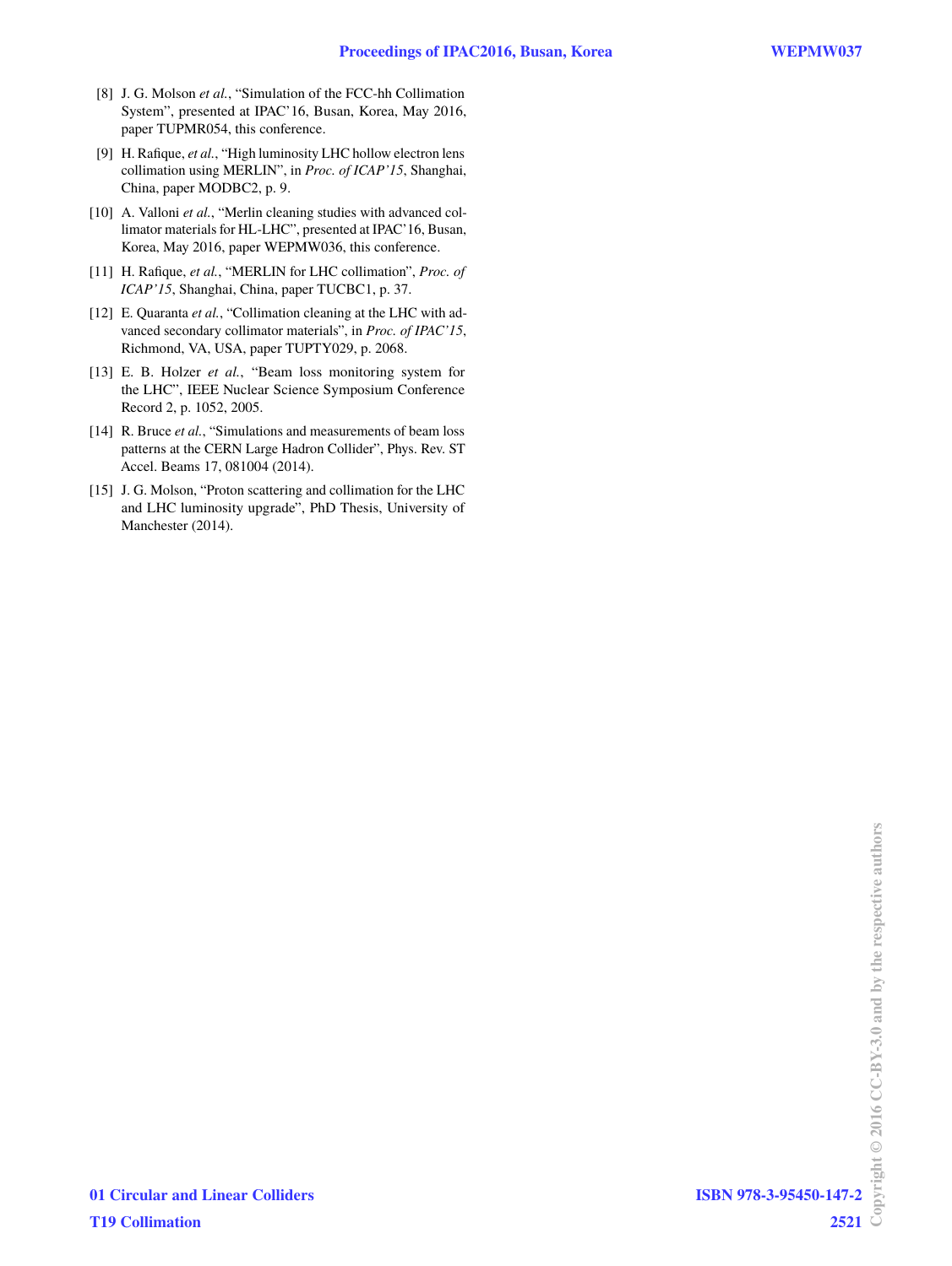[8] J. G. Molson *et al.*, "Simulation of the FCC-hh Collimation System", presented at IPAC'16, Busan, Korea, May 2016, paper TUPMR054, this conference.

[9] H. Rafique, *et al.*, "High luminosity LHC hollow electron lens collimation using MERLIN", in *Proc. of ICAP'15*, Shanghai, China, paper MODBC2, p. 9.

[10] A. Valloni *et al.*, "Merlin cleaning studies with advanced collimator materials for HL-LHC", presented at IPAC'16, Busan, Korea, May 2016, paper WEPMW036, this conference.

[11] H. Rafique, *et al.*, "MERLIN for LHC collimation", *Proc. of ICAP'15*, Shanghai, China, paper TUCBC1, p. 37.

[12] E. Quaranta *et al.*, "Collimation cleaning at the LHC with advanced secondary collimator materials", in *Proc. of IPAC'15*, Richmond, VA, USA, paper TUPTY029, p. 2068.

[13] E. B. Holzer *et al.*, "Beam loss monitoring system for the LHC", IEEE Nuclear Science Symposium Conference Record 2, p. 1052, 2005.

[14] R. Bruce *et al.*, "Simulations and measurements of beam loss patterns at the CERN Large Hadron Collider", Phys. Rev. ST Accel. Beams 17, 081004 (2014).

[15] J. G. Molson, "Proton scattering and collimation for the LHC and LHC luminosity upgrade", PhD Thesis, University of Manchester (2014).